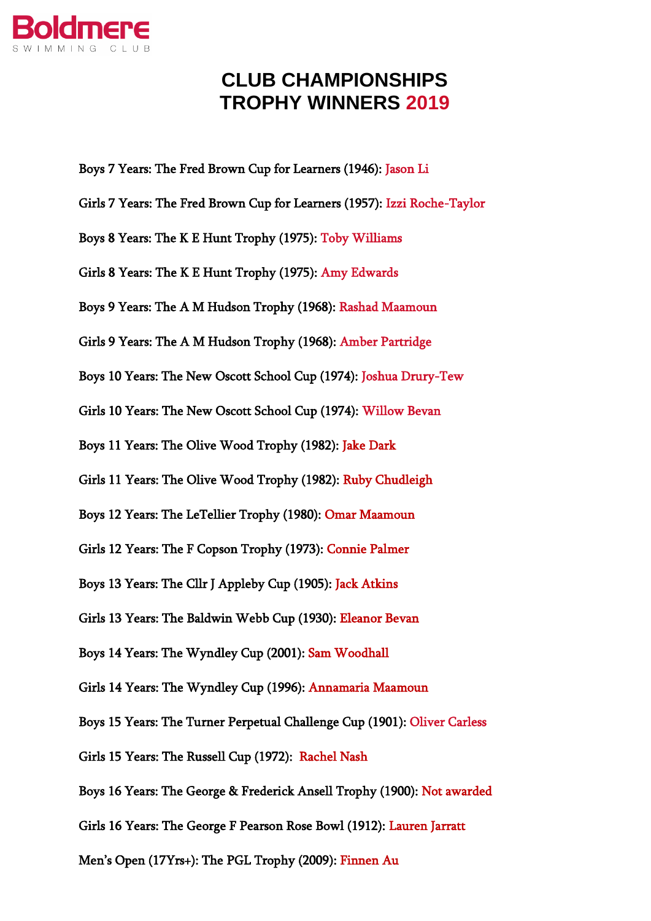Boldmere
SWIMMING CLUB

# CLUB CHAMPIONSHIPS
# TROPHY WINNERS 2019

Boys 7 Years: The Fred Brown Cup for Learners (1946): Jason Li

Girls 7 Years: The Fred Brown Cup for Learners (1957): Izzi Roche-Taylor

Boys 8 Years: The K E Hunt Trophy (1975): Toby Williams

Girls 8 Years: The K E Hunt Trophy (1975): Amy Edwards

Boys 9 Years: The A M Hudson Trophy (1968): Rashad Maamoun

Girls 9 Years: The A M Hudson Trophy (1968): Amber Partridge

Boys 10 Years: The New Oscott School Cup (1974): Joshua Drury-Tew

Girls 10 Years: The New Oscott School Cup (1974): Willow Bevan

Boys 11 Years: The Olive Wood Trophy (1982): Jake Dark

Girls 11 Years: The Olive Wood Trophy (1982): Ruby Chudleigh

Boys 12 Years: The LeTellier Trophy (1980): Omar Maamoun

Girls 12 Years: The F Copson Trophy (1973): Connie Palmer

Boys 13 Years: The Cllr J Appleby Cup (1905): Jack Atkins

Girls 13 Years: The Baldwin Webb Cup (1930): Eleanor Bevan

Boys 14 Years: The Wyndley Cup (2001): Sam Woodhall

Girls 14 Years: The Wyndley Cup (1996): Annamaria Maamoun

Boys 15 Years: The Turner Perpetual Challenge Cup (1901): Oliver Carless

Girls 15 Years: The Russell Cup (1972): Rachel Nash

Boys 16 Years: The George & Frederick Ansell Trophy (1900): Not awarded

Girls 16 Years: The George F Pearson Rose Bowl (1912): Lauren Jarratt

Men's Open (17Yrs+): The PGL Trophy (2009): Finnen Au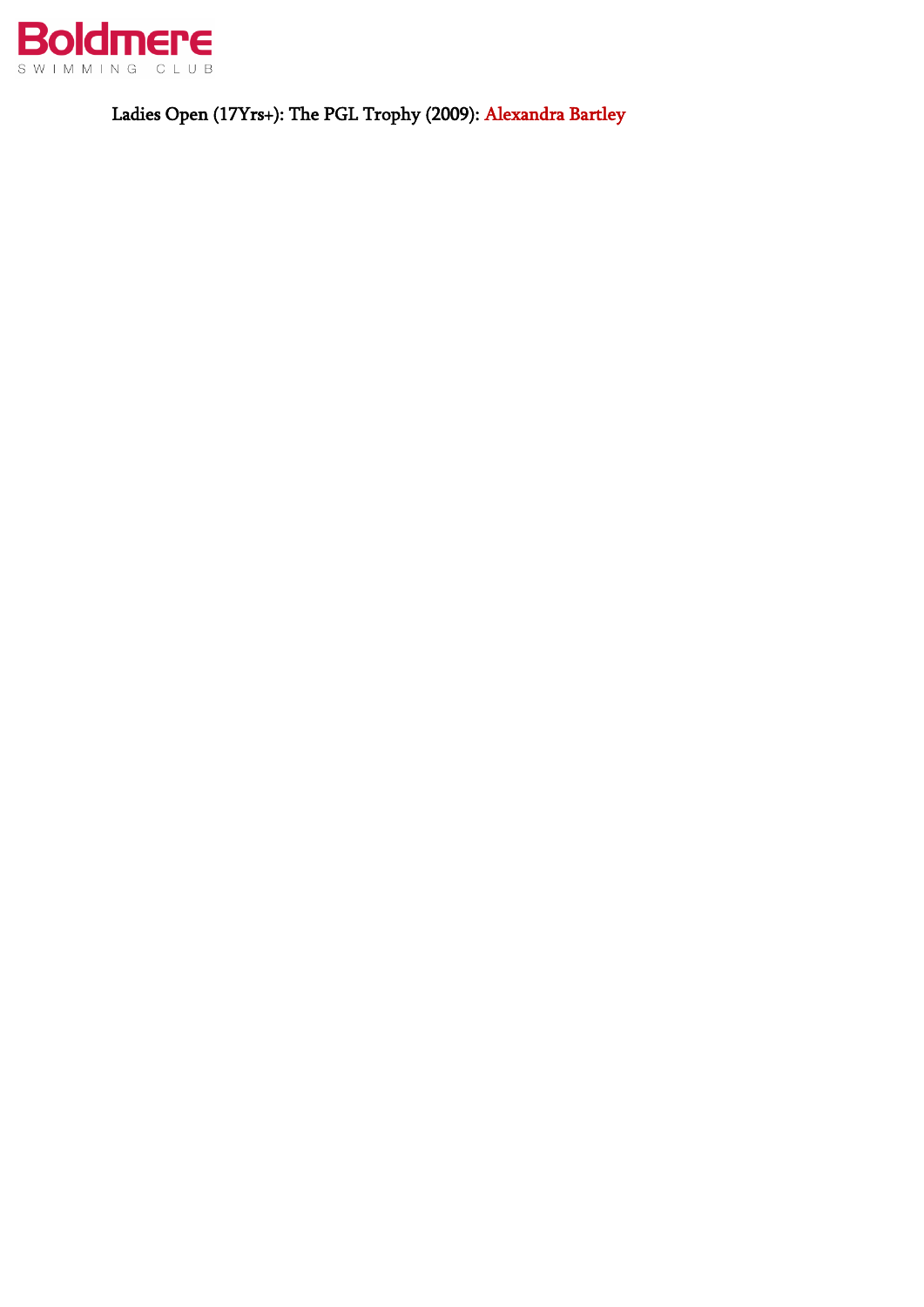Ladies Open (17Yrs+): The PGL Trophy (2009): Alexandra Bartley